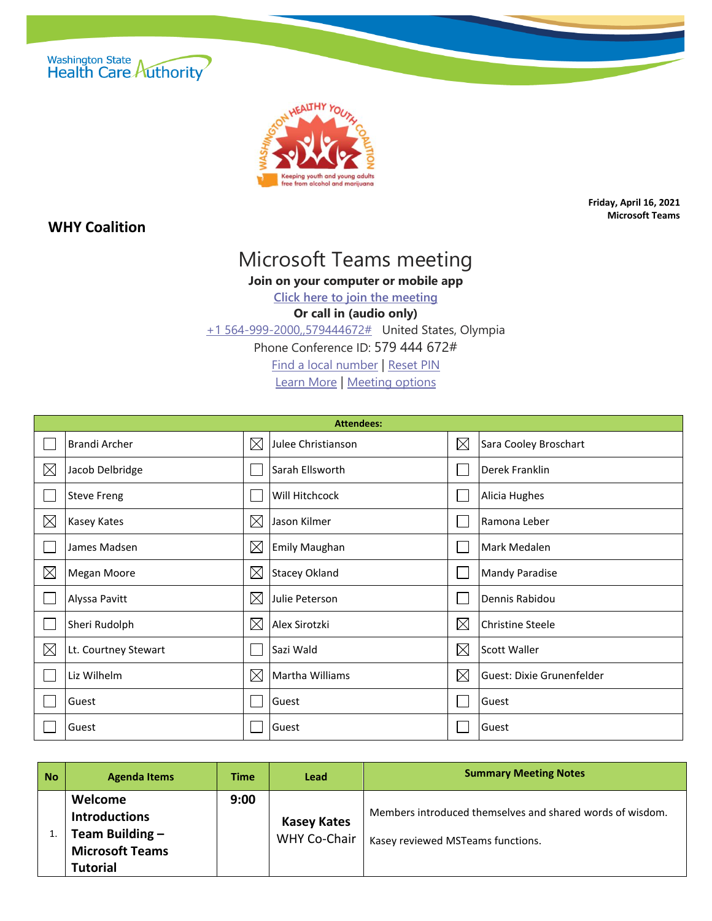Washington State Health Care Authority

WASHINGTON HEALTHY YOUTH COALITION
Keeping youth and young adults free from alcohol and marijuana

**Friday, April 16, 2021**
**Microsoft Teams**

## WHY Coalition

# Microsoft Teams meeting

**Join on your computer or mobile app**

Click here to join the meeting

**Or call in (audio only)**

+1 564-999-2000,,579444672# United States, Olympia

Phone Conference ID: 579 444 672#

Find a local number | Reset PIN

Learn More | Meeting options

| Attendees: | | | | | |
|---|---|---|---|---|---|
| ☐ | Brandi Archer | ☒ | Julee Christianson | ☒ | Sara Cooley Broschart |
| ☒ | Jacob Delbridge | ☐ | Sarah Ellsworth | ☐ | Derek Franklin |
| ☐ | Steve Freng | ☐ | Will Hitchcock | ☐ | Alicia Hughes |
| ☒ | Kasey Kates | ☒ | Jason Kilmer | ☐ | Ramona Leber |
| ☐ | James Madsen | ☒ | Emily Maughan | ☐ | Mark Medalen |
| ☒ | Megan Moore | ☒ | Stacey Okland | ☐ | Mandy Paradise |
| ☐ | Alyssa Pavitt | ☒ | Julie Peterson | ☐ | Dennis Rabidou |
| ☐ | Sheri Rudolph | ☒ | Alex Sirotzki | ☒ | Christine Steele |
| ☒ | Lt. Courtney Stewart | ☐ | Sazi Wald | ☒ | Scott Waller |
| ☐ | Liz Wilhelm | ☒ | Martha Williams | ☒ | Guest: Dixie Grunenfelder |
| ☐ | Guest | ☐ | Guest | ☐ | Guest |
| ☐ | Guest | ☐ | Guest | ☐ | Guest |

| No | Agenda Items | Time | Lead | Summary Meeting Notes |
|---|---|---|---|---|
| 1. | **Welcome Introductions Team Building – Microsoft Teams Tutorial** | **9:00** | **Kasey Kates** WHY Co-Chair | Members introduced themselves and shared words of wisdom. Kasey reviewed MSTeams functions. |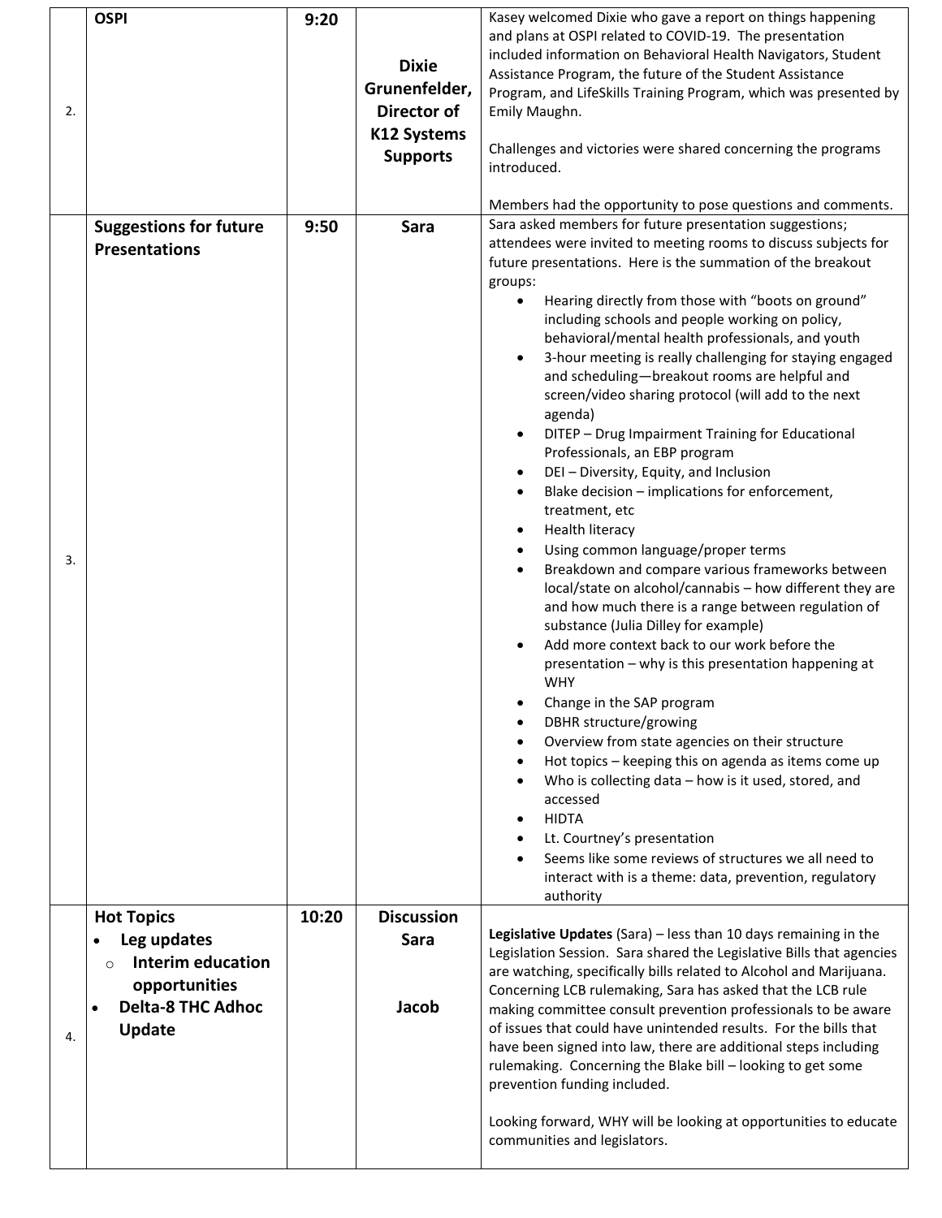| | | | | |
|---|---|---|---|---|
| 2. | **OSPI** | **9:20** | **Dixie Grunenfelder, Director of K12 Systems Supports** | Kasey welcomed Dixie who gave a report on things happening and plans at OSPI related to COVID-19. The presentation included information on Behavioral Health Navigators, Student Assistance Program, the future of the Student Assistance Program, and LifeSkills Training Program, which was presented by Emily Maughn.<br><br>Challenges and victories were shared concerning the programs introduced.<br><br>Members had the opportunity to pose questions and comments. |
| 3. | **Suggestions for future Presentations** | **9:50** | **Sara** | Sara asked members for future presentation suggestions; attendees were invited to meeting rooms to discuss subjects for future presentations. Here is the summation of the breakout groups:<br>• Hearing directly from those with "boots on ground" including schools and people working on policy, behavioral/mental health professionals, and youth<br>• 3-hour meeting is really challenging for staying engaged and scheduling—breakout rooms are helpful and screen/video sharing protocol (will add to the next agenda)<br>• DITEP – Drug Impairment Training for Educational Professionals, an EBP program<br>• DEI – Diversity, Equity, and Inclusion<br>• Blake decision – implications for enforcement, treatment, etc<br>• Health literacy<br>• Using common language/proper terms<br>• Breakdown and compare various frameworks between local/state on alcohol/cannabis – how different they are and how much there is a range between regulation of substance (Julia Dilley for example)<br>• Add more context back to our work before the presentation – why is this presentation happening at WHY<br>• Change in the SAP program<br>• DBHR structure/growing<br>• Overview from state agencies on their structure<br>• Hot topics – keeping this on agenda as items come up<br>• Who is collecting data – how is it used, stored, and accessed<br>• HIDTA<br>• Lt. Courtney's presentation<br>• Seems like some reviews of structures we all need to interact with is a theme: data, prevention, regulatory authority |
| 4. | **Hot Topics**<br>• **Leg updates**<br>&nbsp;&nbsp;○ **Interim education opportunities**<br>• **Delta-8 THC Adhoc Update** | **10:20** | **Discussion**<br>**Sara**<br><br>**Jacob** | **Legislative Updates** (Sara) – less than 10 days remaining in the Legislation Session. Sara shared the Legislative Bills that agencies are watching, specifically bills related to Alcohol and Marijuana. Concerning LCB rulemaking, Sara has asked that the LCB rule making committee consult prevention professionals to be aware of issues that could have unintended results. For the bills that have been signed into law, there are additional steps including rulemaking. Concerning the Blake bill – looking to get some prevention funding included.<br><br>Looking forward, WHY will be looking at opportunities to educate communities and legislators. |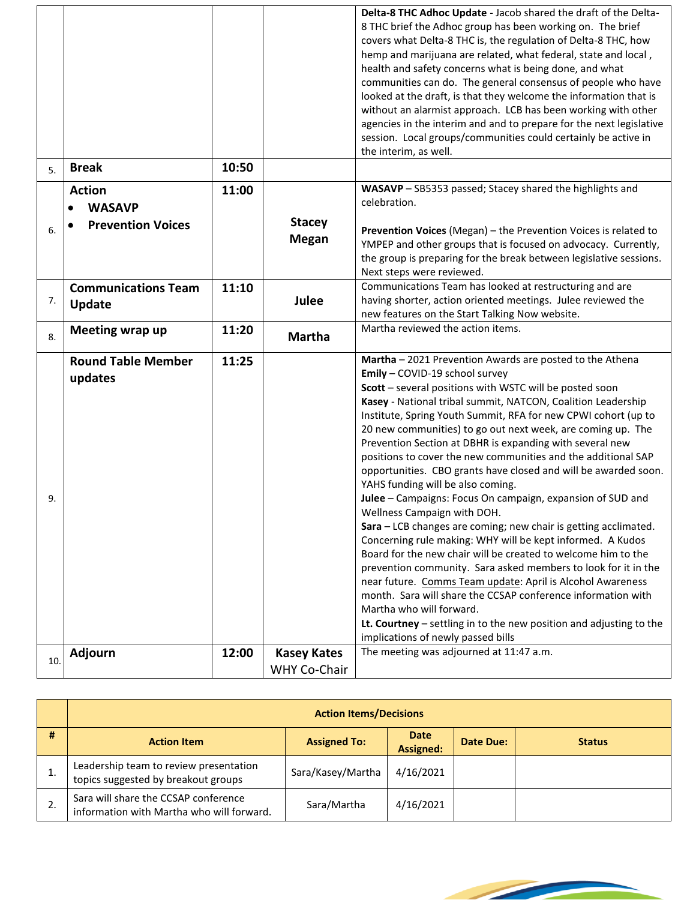| | | | | |
|---|---|---|---|---|
| | | | | **Delta-8 THC Adhoc Update** - Jacob shared the draft of the Delta-8 THC brief the Adhoc group has been working on. The brief covers what Delta-8 THC is, the regulation of Delta-8 THC, how hemp and marijuana are related, what federal, state and local , health and safety concerns what is being done, and what communities can do. The general consensus of people who have looked at the draft, is that they welcome the information that is without an alarmist approach. LCB has been working with other agencies in the interim and and to prepare for the next legislative session. Local groups/communities could certainly be active in the interim, as well. |
| 5. | **Break** | **10:50** | | |
| 6. | **Action**<br>• **WASAVP**<br>• **Prevention Voices** | **11:00** | **Stacey**<br>**Megan** | **WASAVP** – SB5353 passed; Stacey shared the highlights and celebration.<br><br>**Prevention Voices** (Megan) – the Prevention Voices is related to YMPEP and other groups that is focused on advocacy. Currently, the group is preparing for the break between legislative sessions. Next steps were reviewed. |
| 7. | **Communications Team Update** | **11:10** | **Julee** | Communications Team has looked at restructuring and are having shorter, action oriented meetings. Julee reviewed the new features on the Start Talking Now website. |
| 8. | **Meeting wrap up** | **11:20** | **Martha** | Martha reviewed the action items. |
| 9. | **Round Table Member updates** | **11:25** | | **Martha** – 2021 Prevention Awards are posted to the Athena<br>**Emily** – COVID-19 school survey<br>**Scott** – several positions with WSTC will be posted soon<br>**Kasey** - National tribal summit, NATCON, Coalition Leadership Institute, Spring Youth Summit, RFA for new CPWI cohort (up to 20 new communities) to go out next week, are coming up. The Prevention Section at DBHR is expanding with several new positions to cover the new communities and the additional SAP opportunities. CBO grants have closed and will be awarded soon. YAHS funding will be also coming.<br>**Julee** – Campaigns: Focus On campaign, expansion of SUD and Wellness Campaign with DOH.<br>**Sara** – LCB changes are coming; new chair is getting acclimated. Concerning rule making: WHY will be kept informed. A Kudos Board for the new chair will be created to welcome him to the prevention community. Sara asked members to look for it in the near future. Comms Team update: April is Alcohol Awareness month. Sara will share the CCSAP conference information with Martha who will forward.<br>**Lt. Courtney** – settling in to the new position and adjusting to the implications of newly passed bills |
| 10. | **Adjourn** | **12:00** | **Kasey Kates**<br>WHY Co-Chair | The meeting was adjourned at 11:47 a.m. |

| | **Action Items/Decisions** | | | | |
|---|---|---|---|---|---|
| **#** | **Action Item** | **Assigned To:** | **Date Assigned:** | **Date Due:** | **Status** |
| 1. | Leadership team to review presentation topics suggested by breakout groups | Sara/Kasey/Martha | 4/16/2021 | | |
| 2. | Sara will share the CCSAP conference information with Martha who will forward. | Sara/Martha | 4/16/2021 | | |